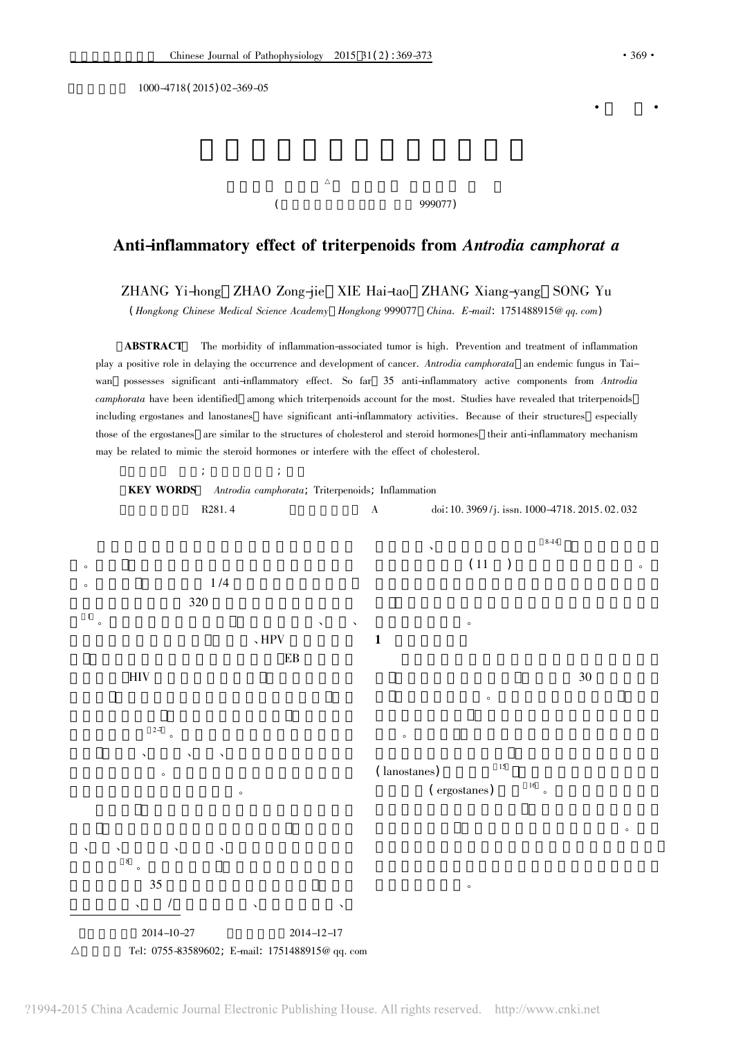1000-4718(2015)02-369-05

( 999077)

# Anti-inflammatory effect of triterpenoids from *Antrodia camphorat a*

ZHANG Yi-hong, ZHAO Zong-jie, XIE Hai-tao, ZHANG Xiang-yang, SONG Yu

(*Hongkong Chinese Medical Science Academy, Hongkong 999077, China. E-mail*: 1751488915@qq.com)

**[ABSTRACT]** The morbidity of inflammation-associated tumor is high. Prevention and treatment of inflammation play a positive role in delaying the occurrence and development of cancer. *Antrodia camphorata*, an endemic fungus in Taiwan, possesses significant anti-inflammatory effect. So far, 35 anti-inflammatory active components from *Antrodia camphorata* have been identified, among which triterpenoids account for the most. Studies have revealed that triterpenoids, including ergostanes and lanostanes, have significant anti-inflammatory activities. Because of their structures, especially those of the ergostanes, are similar to the structures of cholesterol and steroid hormones, their anti-inflammatory mechanism may be related to mimic the steroid hormones or interfere with the effect of cholesterol.

**[KEY WORDS]** *Antrodia camphorata*; Triterpenoids; Inflammation

R281.4 A doi:10.3969/j.issn.1000-4718.2015.02.032

1/4 320 [1] HPV EB HIV [2-7]

[8] 35 [8-14] (11 )

## 1

30 (lanostanes) [15] (ergostanes) [16]

2014-10-27 2014-12-17

△ Tel: 0755-83589602; E-mail: 1751488915@qq.com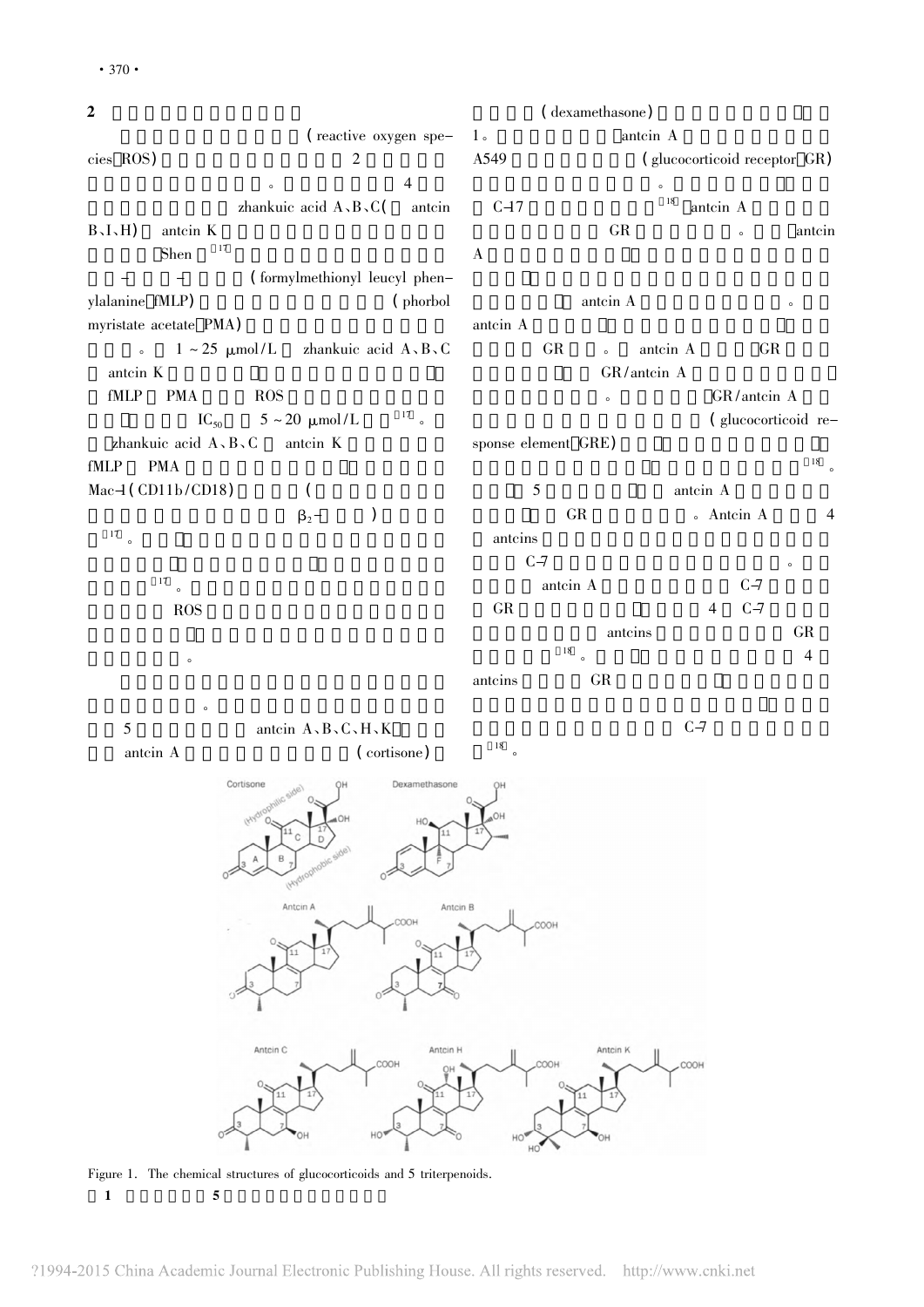**2**

(reactive oxygen species ROS) 2

。 4

zhankuic acid A、B、C( antcin B、I、H) antcin K

Shen [17]

(formylmethionyl leucyl phenylalanine fMLP) (phorbol myristate acetate PMA)

。 1 ~ 25 μmol/L zhankuic acid A、B、C antcin K

fMLP PMA ROS

$IC_{50}$ 5 ~ 20 μmol/L [17]。

zhankuic acid A、B、C antcin K

fMLP PMA

Mac-1(CD11b/CD18) (

$\beta_2$- )

[17]。

[17]。

ROS

。

。

5 antcin A、B、C、H、K

antcin A (cortisone)

(dexamethasone)

1。 antcin A

A549 (glucocorticoid receptor GR)

。

C-17 [18] antcin A

GR 。 antcin A

antcin A 。

antcin A

GR 。 antcin A GR

GR/antcin A

。 GR/antcin A

(glucocorticoid response element GRE)

[18]。

5 antcin A

GR 。Antcin A 4

antcins

C-7 。

antcin A C-7

GR 4 C-7

antcins GR

[18]。 4

antcins GR

C-7

[18]。

Figure 1. The chemical structures of glucocorticoids and 5 triterpenoids.

**1** **5**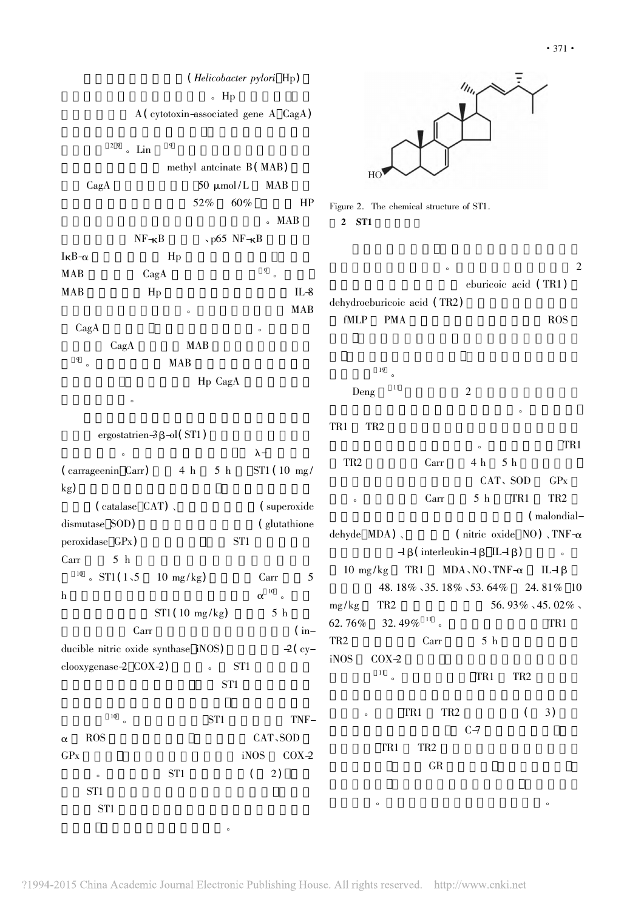( *Helicobacter pylori* Hp)

。Hp

A ( cytotoxin-associated gene A CagA)

[2,3] 。Lin [9]

methyl antcinate B ( MAB)

CagA 50 μmol/L MAB

52% 60% HP

。MAB

NF-κB 、p65 NF-κB

IκB-α Hp

MAB CagA [9] 。

MAB Hp IL-8

。 MAB

CagA 。

CagA MAB

[9] 。 MAB

Hp CagA

。

ergostatrien-3β-ol ( ST1)

。 λ-

( carrageenin Carr) 4 h 5 h ST1 ( 10 mg/kg)

( catalase CAT) 、 ( superoxide dismutase SOD) ( glutathione peroxidase GPx) ST1

Carr 5 h

[10] 。ST1 ( 1、5 10 mg/kg) Carr 5 h

α [10] 。

ST1 ( 10 mg/kg) 5 h

Carr ( inducible nitric oxide synthase iNOS) -2 ( cyclooxygenase-2 COX-2) 。 ST1

ST1

[10] 。 ST1 TNF-α ROS CAT、SOD

GPx iNOS COX-2

。 ST1 ( 2)

ST1

ST1

。

Figure 2. The chemical structure of ST1.

2 ST1

。 2

eburicoic acid ( TR1)

dehydroeburicoic acid ( TR2)

fMLP PMA ROS

[10] 。

Deng [11] 2

。

TR1 TR2

。 TR1

TR2 Carr 4 h 5 h

CAT、SOD GPx

。 Carr 5 h TR1 TR2

( malondialdehyde MDA) 、 ( nitric oxide NO) 、TNF-α

-1β ( interleukin-1β IL-1β) 。

10 mg/kg TR1 MDA、NO、TNF-α IL-1β

48.18%、35.18%、53.64% 24.81% 10

mg/kg TR2 56.93%、45.02%、

62.76% 32.49% [11] 。 TR1

TR2 Carr 5 h

iNOS COX-2

[11] 。 TR1 TR2

。 TR1 TR2 ( 3)

C-7

TR1 TR2

GR

。 。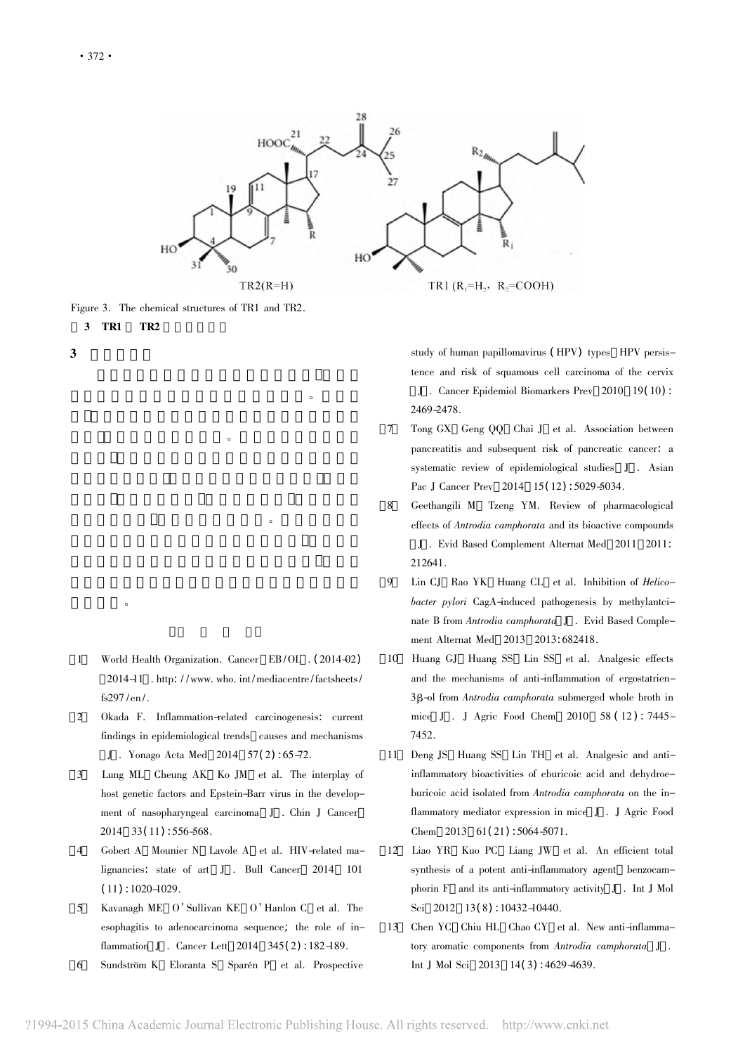Figure 3. The chemical structures of TR1 and TR2.

**3 TR1 TR2**

**3**

。

。

。

。

[1] World Health Organization. Cancer[EB/OL]. (2014-02)[2014-11]. http://www.who.int/mediacentre/factsheets/fs297/en/.

[2] Okada F. Inflammation-related carcinogenesis: current findings in epidemiological trends, causes and mechanisms[J]. Yonago Acta Med, 2014, 57(2):65-72.

[3] Lung ML, Cheung AK, Ko JM, et al. The interplay of host genetic factors and Epstein-Barr virus in the development of nasopharyngeal carcinoma[J]. Chin J Cancer, 2014, 33(11):556-568.

[4] Gobert A, Mounier N, Lavole A, et al. HIV-related malignancies: state of art[J]. Bull Cancer, 2014, 101(11):1020-1029.

[5] Kavanagh ME, O'Sullivan KE, O'Hanlon C, et al. The esophagitis to adenocarcinoma sequence; the role of inflammation[J]. Cancer Lett, 2014, 345(2):182-189.

[6] Sundström K, Eloranta S, Sparén P, et al. Prospective study of human papillomavirus (HPV) types, HPV persistence and risk of squamous cell carcinoma of the cervix[J]. Cancer Epidemiol Biomarkers Prev, 2010, 19(10):2469-2478.

[7] Tong GX, Geng QQ, Chai J, et al. Association between pancreatitis and subsequent risk of pancreatic cancer: a systematic review of epidemiological studies[J]. Asian Pac J Cancer Prev, 2014, 15(12):5029-5034.

[8] Geethangili M, Tzeng YM. Review of pharmacological effects of *Antrodia camphorata* and its bioactive compounds[J]. Evid Based Complement Alternat Med, 2011, 2011:212641.

[9] Lin CJ, Rao YK, Huang CL, et al. Inhibition of *Helicobacter pylori* CagA-induced pathogenesis by methylantcinate B from *Antrodia camphorata*[J]. Evid Based Complement Alternat Med, 2013, 2013:682418.

[10] Huang GJ, Huang SS, Lin SS, et al. Analgesic effects and the mechanisms of anti-inflammation of ergostatrien-3β-ol from *Antrodia camphorata* submerged whole broth in mice[J]. J Agric Food Chem, 2010, 58(12):7445-7452.

[11] Deng JS, Huang SS, Lin TH, et al. Analgesic and anti-inflammatory bioactivities of eburicoic acid and dehydroeburicoic acid isolated from *Antrodia camphorata* on the inflammatory mediator expression in mice[J]. J Agric Food Chem, 2013, 61(21):5064-5071.

[12] Liao YR, Kuo PC, Liang JW, et al. An efficient total synthesis of a potent anti-inflammatory agent, benzocamphorin F, and its anti-inflammatory activity[J]. Int J Mol Sci, 2012, 13(8):10432-10440.

[13] Chen YC, Chiu HL, Chao CY, et al. New anti-inflammatory aromatic components from *Antrodia camphorata*[J]. Int J Mol Sci, 2013, 14(3):4629-4639.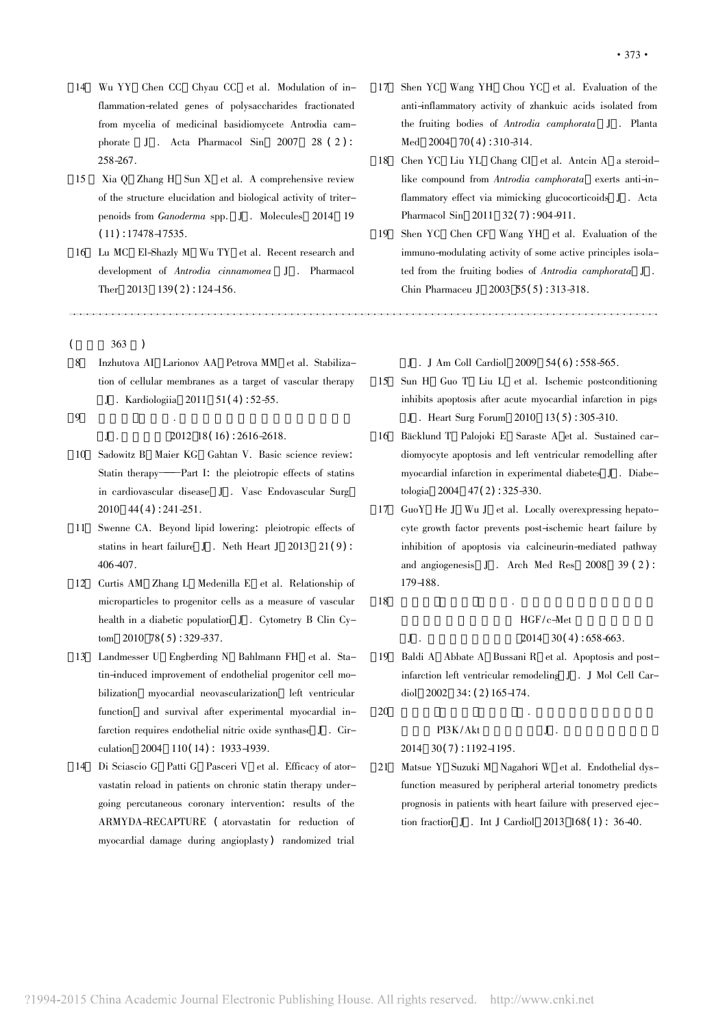[14] Wu YY, Chen CC, Chyau CC, et al. Modulation of inflammation-related genes of polysaccharides fractionated from mycelia of medicinal basidiomycete Antrodia camphorate [J]. Acta Pharmacol Sin, 2007, 28(2): 258-267.

[15] Xia Q, Zhang H, Sun X, et al. A comprehensive review of the structure elucidation and biological activity of triterpenoids from *Ganoderma* spp. [J]. Molecules, 2014, 19(11): 17478-17535.

[16] Lu MC, El-Shazly M, Wu TY, et al. Recent research and development of *Antrodia cinnamomea* [J]. Pharmacol Ther, 2013, 139(2): 124-156.

[17] Shen YC, Wang YH, Chou YC, et al. Evaluation of the anti-inflammatory activity of zhankuic acids isolated from the fruiting bodies of *Antrodia camphorata* [J]. Planta Med, 2004, 70(4): 310-314.

[18] Chen YC, Liu YL, Chang CI, et al. Antcin A, a steroid-like compound from *Antrodia camphorata*, exerts anti-inflammatory effect via mimicking glucocorticoids [J]. Acta Pharmacol Sin, 2011, 32(7): 904-911.

[19] Shen YC, Chen CF, Wang YH, et al. Evaluation of the immuno-modulating activity of some active principles isolated from the fruiting bodies of *Antrodia camphorata* [J]. Chin Pharmaceu J, 2003, 55(5): 313-318.

(上接第 363 页)

[8] Inzhutova AI, Larionov AA, Petrova MM, et al. Stabilization of cellular membranes as a target of vascular therapy [J]. Kardiologiia, 2011, 51(4): 52-55.

[9] [J]. 2012, 18(16): 2616-2618.

[10] Sadowitz B, Maier KG, Gahtan V. Basic science review: Statin therapy——Part I: the pleiotropic effects of statins in cardiovascular disease [J]. Vasc Endovascular Surg, 2010, 44(4): 241-251.

[11] Swenne CA. Beyond lipid lowering: pleiotropic effects of statins in heart failure [J]. Neth Heart J, 2013, 21(9): 406-407.

[12] Curtis AM, Zhang L, Medenilla E, et al. Relationship of microparticles to progenitor cells as a measure of vascular health in a diabetic population [J]. Cytometry B Clin Cytom, 2010, 78(5): 329-337.

[13] Landmesser U, Engberding N, Bahlmann FH, et al. Statin-induced improvement of endothelial progenitor cell mobilization, myocardial neovascularization, left ventricular function, and survival after experimental myocardial infarction requires endothelial nitric oxide synthase [J]. Circulation, 2004, 110(14): 1933-1939.

[14] Di Sciascio G, Patti G, Pasceri V, et al. Efficacy of atorvastatin reload in patients on chronic statin therapy undergoing percutaneous coronary intervention: results of the ARMYDA-RECAPTURE (atorvastatin for reduction of myocardial damage during angioplasty) randomized trial [J]. J Am Coll Cardiol, 2009, 54(6): 558-565.

[15] Sun H, Guo T, Liu L, et al. Ischemic postconditioning inhibits apoptosis after acute myocardial infarction in pigs [J]. Heart Surg Forum, 2010, 13(5): 305-310.

[16] Bäcklund T, Palojoki E, Saraste A, et al. Sustained cardiomyocyte apoptosis and left ventricular remodelling after myocardial infarction in experimental diabetes [J]. Diabetologia, 2004, 47(2): 325-330.

[17] GuoY, He J, Wu J, et al. Locally overexpressing hepatocyte growth factor prevents post-ischemic heart failure by inhibition of apoptosis via calcineurin-mediated pathway and angiogenesis [J]. Arch Med Res, 2008, 39(2): 179-188.

[18] HGF/c-Met [J]. 2014, 30(4): 658-663.

[19] Baldi A, Abbate A, Bussani R, et al. Apoptosis and post-infarction left ventricular remodeling [J]. J Mol Cell Cardiol, 2002, 34:(2) 165-174.

[20] PI3K/Akt [J]. 2014, 30(7): 1192-1195.

[21] Matsue Y, Suzuki M, Nagahori W, et al. Endothelial dysfunction measured by peripheral arterial tonometry predicts prognosis in patients with heart failure with preserved ejection fraction [J]. Int J Cardiol, 2013, 168(1): 36-40.